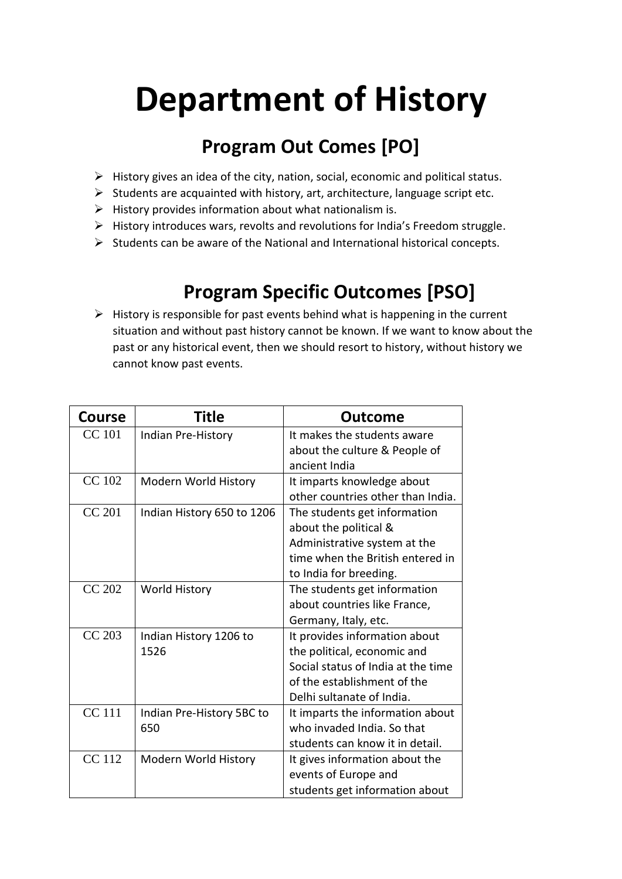# Department of History

## Program Out Comes [PO]

- History gives an idea of the city, nation, social, economic and political status.
- Students are acquainted with history, art, architecture, language script etc.
- History provides information about what nationalism is.
- History introduces wars, revolts and revolutions for India's Freedom struggle.
- Students can be aware of the National and International historical concepts.

## Program Specific Outcomes [PSO]

- History is responsible for past events behind what is happening in the current situation and without past history cannot be known. If we want to know about the past or any historical event, then we should resort to history, without history we cannot know past events.

| Course | Title | Outcome |
|---|---|---|
| CC 101 | Indian Pre-History | It makes the students aware about the culture & People of ancient India |
| CC 102 | Modern World History | It imparts knowledge about other countries other than India. |
| CC 201 | Indian History 650 to 1206 | The students get information about the political & Administrative system at the time when the British entered in to India for breeding. |
| CC 202 | World History | The students get information about countries like France, Germany, Italy, etc. |
| CC 203 | Indian History 1206 to 1526 | It provides information about the political, economic and Social status of India at the time of the establishment of the Delhi sultanate of India. |
| CC 111 | Indian Pre-History 5BC to 650 | It imparts the information about who invaded India. So that students can know it in detail. |
| CC 112 | Modern World History | It gives information about the events of Europe and students get information about |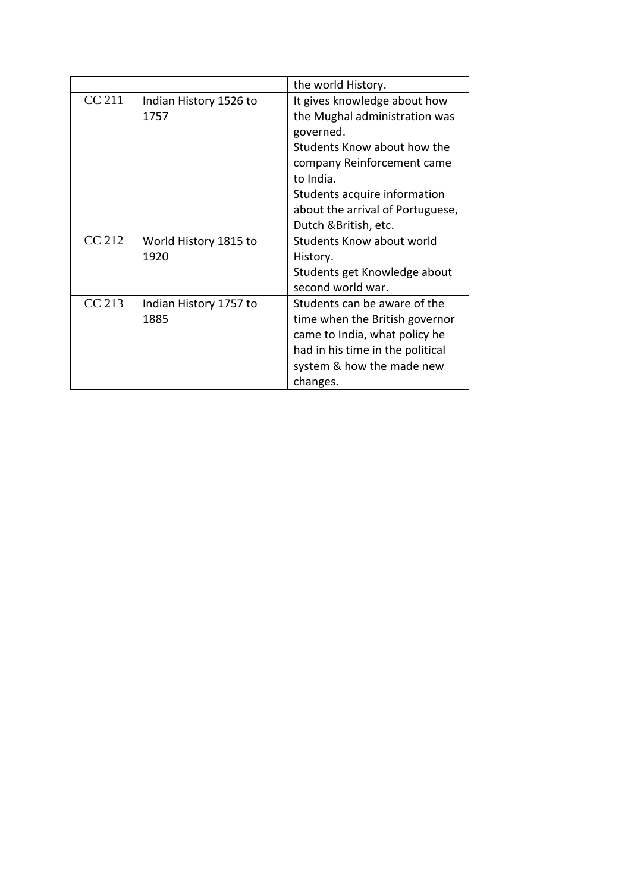| | | |
|---|---|---|
| | | the world History. |
| CC 211 | Indian History 1526 to 1757 | It gives knowledge about how the Mughal administration was governed.<br>Students Know about how the company Reinforcement came to India.<br>Students acquire information about the arrival of Portuguese, Dutch &British, etc. |
| CC 212 | World History 1815 to 1920 | Students Know about world History.<br>Students get Knowledge about second world war. |
| CC 213 | Indian History 1757 to 1885 | Students can be aware of the time when the British governor came to India, what policy he had in his time in the political system & how the made new changes. |